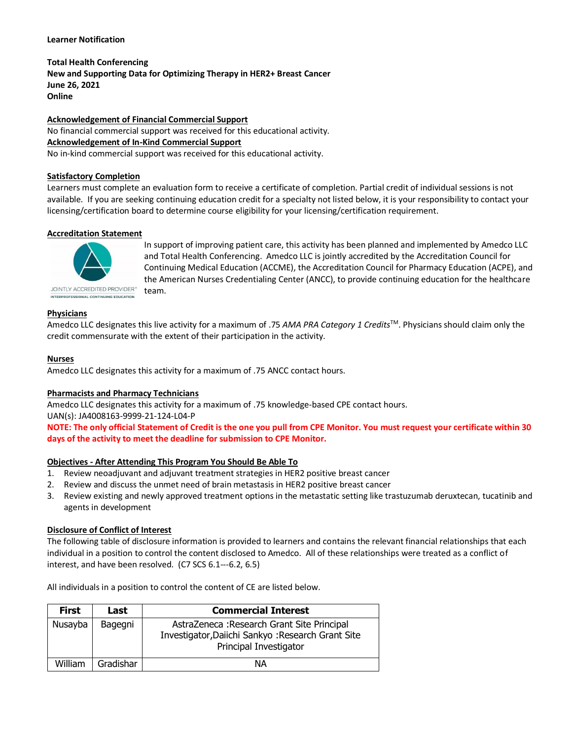**Learner Notification**

**Total Health Conferencing**
**New and Supporting Data for Optimizing Therapy in HER2+ Breast Cancer**
**June 26, 2021**
**Online**

**Acknowledgement of Financial Commercial Support**
No financial commercial support was received for this educational activity.
**Acknowledgement of In-Kind Commercial Support**
No in-kind commercial support was received for this educational activity.

**Satisfactory Completion**
Learners must complete an evaluation form to receive a certificate of completion. Partial credit of individual sessions is not available. If you are seeking continuing education credit for a specialty not listed below, it is your responsibility to contact your licensing/certification board to determine course eligibility for your licensing/certification requirement.

**Accreditation Statement**

JOINTLY ACCREDITED PROVIDER™
INTERPROFESSIONAL CONTINUING EDUCATION

In support of improving patient care, this activity has been planned and implemented by Amedco LLC and Total Health Conferencing. Amedco LLC is jointly accredited by the Accreditation Council for Continuing Medical Education (ACCME), the Accreditation Council for Pharmacy Education (ACPE), and the American Nurses Credentialing Center (ANCC), to provide continuing education for the healthcare team.

**Physicians**
Amedco LLC designates this live activity for a maximum of .75 *AMA PRA Category 1 Credits*™. Physicians should claim only the credit commensurate with the extent of their participation in the activity.

**Nurses**
Amedco LLC designates this activity for a maximum of .75 ANCC contact hours.

**Pharmacists and Pharmacy Technicians**
Amedco LLC designates this activity for a maximum of .75 knowledge-based CPE contact hours.
UAN(s): JA4008163-9999-21-124-L04-P
**NOTE: The only official Statement of Credit is the one you pull from CPE Monitor. You must request your certificate within 30 days of the activity to meet the deadline for submission to CPE Monitor.**

**Objectives - After Attending This Program You Should Be Able To**
1. Review neoadjuvant and adjuvant treatment strategies in HER2 positive breast cancer
2. Review and discuss the unmet need of brain metastasis in HER2 positive breast cancer
3. Review existing and newly approved treatment options in the metastatic setting like trastuzumab deruxtecan, tucatinib and agents in development

**Disclosure of Conflict of Interest**
The following table of disclosure information is provided to learners and contains the relevant financial relationships that each individual in a position to control the content disclosed to Amedco. All of these relationships were treated as a conflict of interest, and have been resolved. (C7 SCS 6.1---6.2, 6.5)

All individuals in a position to control the content of CE are listed below.

| First | Last | Commercial Interest |
|---|---|---|
| Nusayba | Bagegni | AstraZeneca :Research Grant Site Principal Investigator,Daiichi Sankyo :Research Grant Site Principal Investigator |
| William | Gradishar | NA |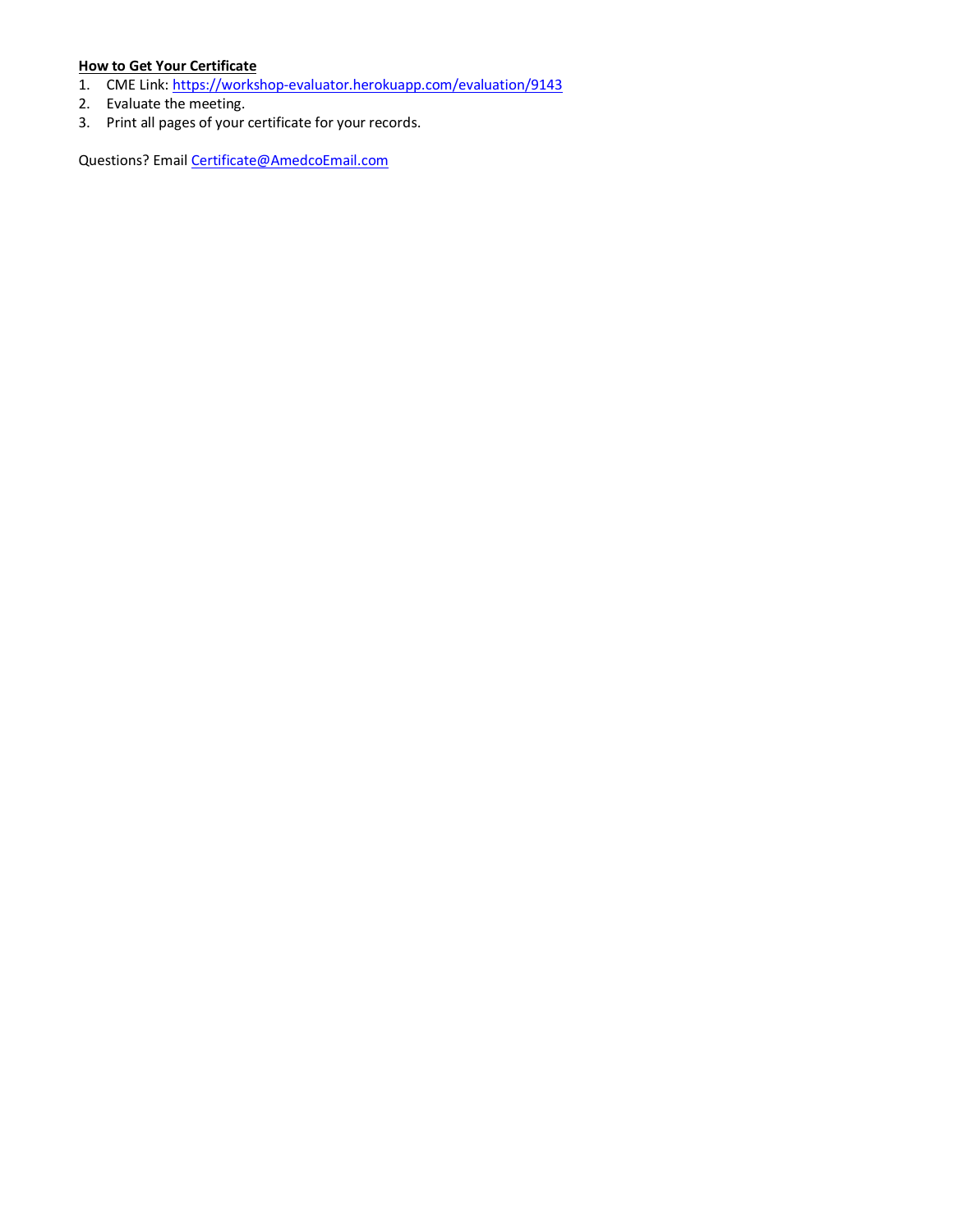**How to Get Your Certificate**

1. CME Link: https://workshop-evaluator.herokuapp.com/evaluation/9143
2. Evaluate the meeting.
3. Print all pages of your certificate for your records.

Questions? Email Certificate@AmedcoEmail.com